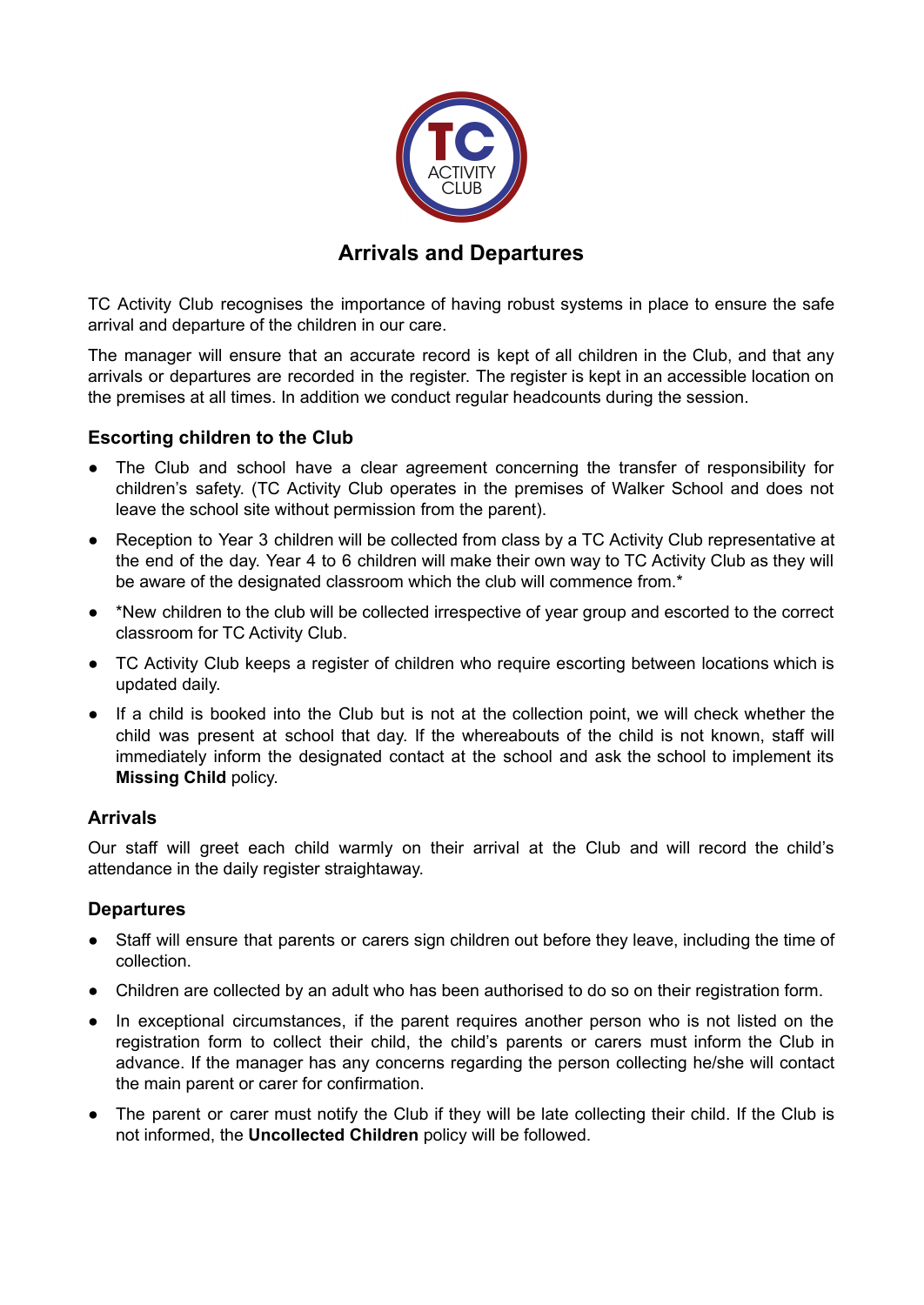# Arrivals and Departures

TC Activity Club recognises the importance of having robust systems in place to ensure the safe arrival and departure of the children in our care.

The manager will ensure that an accurate record is kept of all children in the Club, and that any arrivals or departures are recorded in the register. The register is kept in an accessible location on the premises at all times. In addition we conduct regular headcounts during the session.

## Escorting children to the Club

- The Club and school have a clear agreement concerning the transfer of responsibility for children's safety. (TC Activity Club operates in the premises of Walker School and does not leave the school site without permission from the parent).
- Reception to Year 3 children will be collected from class by a TC Activity Club representative at the end of the day. Year 4 to 6 children will make their own way to TC Activity Club as they will be aware of the designated classroom which the club will commence from.*
- *New children to the club will be collected irrespective of year group and escorted to the correct classroom for TC Activity Club.
- TC Activity Club keeps a register of children who require escorting between locations which is updated daily.
- If a child is booked into the Club but is not at the collection point, we will check whether the child was present at school that day. If the whereabouts of the child is not known, staff will immediately inform the designated contact at the school and ask the school to implement its **Missing Child** policy.

## Arrivals

Our staff will greet each child warmly on their arrival at the Club and will record the child's attendance in the daily register straightaway.

## Departures

- Staff will ensure that parents or carers sign children out before they leave, including the time of collection.
- Children are collected by an adult who has been authorised to do so on their registration form.
- In exceptional circumstances, if the parent requires another person who is not listed on the registration form to collect their child, the child's parents or carers must inform the Club in advance. If the manager has any concerns regarding the person collecting he/she will contact the main parent or carer for confirmation.
- The parent or carer must notify the Club if they will be late collecting their child. If the Club is not informed, the **Uncollected Children** policy will be followed.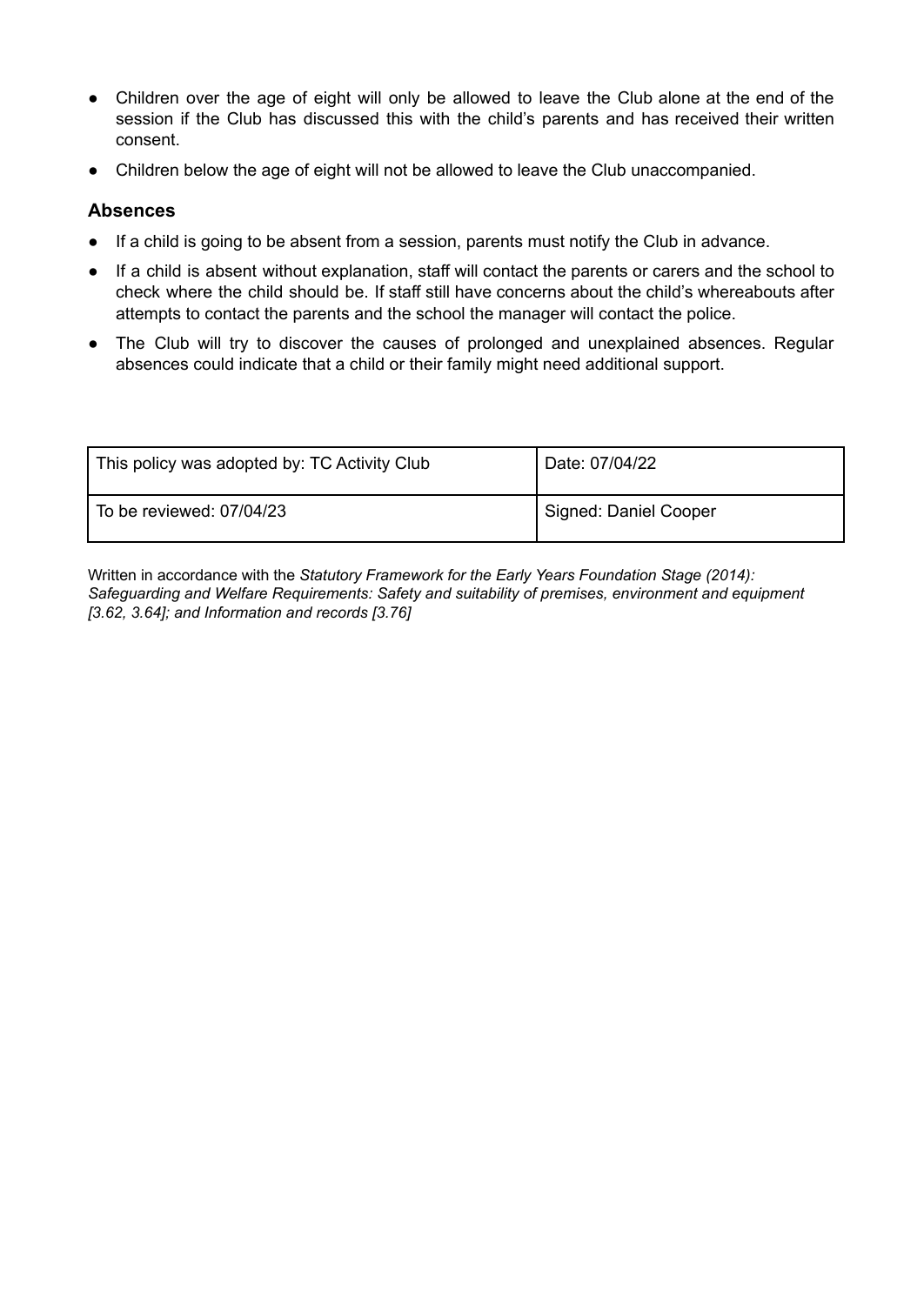- Children over the age of eight will only be allowed to leave the Club alone at the end of the session if the Club has discussed this with the child's parents and has received their written consent.
- Children below the age of eight will not be allowed to leave the Club unaccompanied.

### Absences

- If a child is going to be absent from a session, parents must notify the Club in advance.
- If a child is absent without explanation, staff will contact the parents or carers and the school to check where the child should be. If staff still have concerns about the child's whereabouts after attempts to contact the parents and the school the manager will contact the police.
- The Club will try to discover the causes of prolonged and unexplained absences. Regular absences could indicate that a child or their family might need additional support.

| | |
|---|---|
| This policy was adopted by: TC Activity Club | Date: 07/04/22 |
| To be reviewed: 07/04/23 | Signed: Daniel Cooper |

Written in accordance with the *Statutory Framework for the Early Years Foundation Stage (2014): Safeguarding and Welfare Requirements: Safety and suitability of premises, environment and equipment [3.62, 3.64]; and Information and records [3.76]*